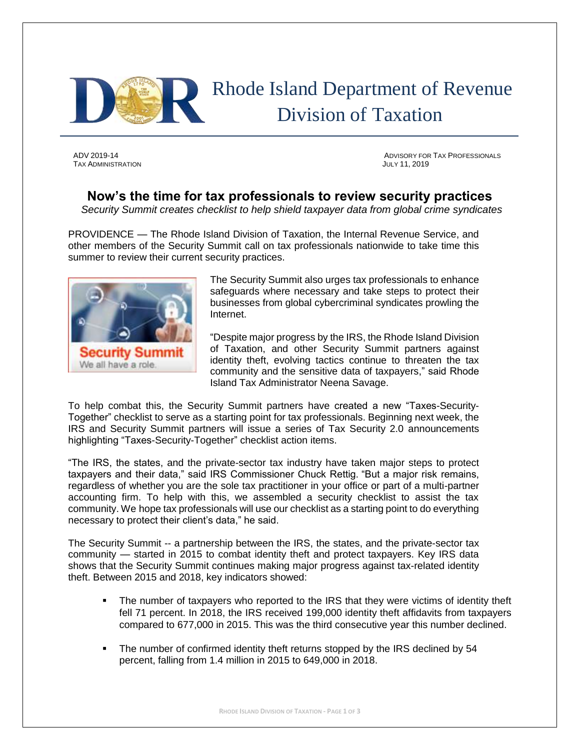# Rhode Island Department of Revenue
## Division of Taxation

ADV 2019-14
TAX ADMINISTRATION

ADVISORY FOR TAX PROFESSIONALS
JULY 11, 2019

## Now's the time for tax professionals to review security practices

*Security Summit creates checklist to help shield taxpayer data from global crime syndicates*

PROVIDENCE — The Rhode Island Division of Taxation, the Internal Revenue Service, and other members of the Security Summit call on tax professionals nationwide to take time this summer to review their current security practices.

The Security Summit also urges tax professionals to enhance safeguards where necessary and take steps to protect their businesses from global cybercriminal syndicates prowling the Internet.

"Despite major progress by the IRS, the Rhode Island Division of Taxation, and other Security Summit partners against identity theft, evolving tactics continue to threaten the tax community and the sensitive data of taxpayers," said Rhode Island Tax Administrator Neena Savage.

To help combat this, the Security Summit partners have created a new "Taxes-Security-Together" checklist to serve as a starting point for tax professionals. Beginning next week, the IRS and Security Summit partners will issue a series of Tax Security 2.0 announcements highlighting "Taxes-Security-Together" checklist action items.

"The IRS, the states, and the private-sector tax industry have taken major steps to protect taxpayers and their data," said IRS Commissioner Chuck Rettig. "But a major risk remains, regardless of whether you are the sole tax practitioner in your office or part of a multi-partner accounting firm. To help with this, we assembled a security checklist to assist the tax community. We hope tax professionals will use our checklist as a starting point to do everything necessary to protect their client's data," he said.

The Security Summit -- a partnership between the IRS, the states, and the private-sector tax community — started in 2015 to combat identity theft and protect taxpayers. Key IRS data shows that the Security Summit continues making major progress against tax-related identity theft. Between 2015 and 2018, key indicators showed:

- The number of taxpayers who reported to the IRS that they were victims of identity theft fell 71 percent. In 2018, the IRS received 199,000 identity theft affidavits from taxpayers compared to 677,000 in 2015. This was the third consecutive year this number declined.
- The number of confirmed identity theft returns stopped by the IRS declined by 54 percent, falling from 1.4 million in 2015 to 649,000 in 2018.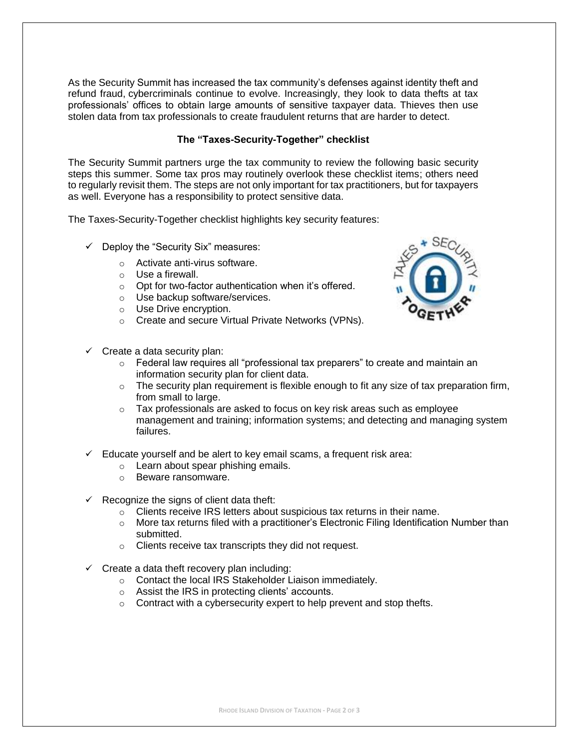As the Security Summit has increased the tax community's defenses against identity theft and refund fraud, cybercriminals continue to evolve. Increasingly, they look to data thefts at tax professionals' offices to obtain large amounts of sensitive taxpayer data. Thieves then use stolen data from tax professionals to create fraudulent returns that are harder to detect.

**The "Taxes-Security-Together" checklist**

The Security Summit partners urge the tax community to review the following basic security steps this summer. Some tax pros may routinely overlook these checklist items; others need to regularly revisit them. The steps are not only important for tax practitioners, but for taxpayers as well. Everyone has a responsibility to protect sensitive data.

The Taxes-Security-Together checklist highlights key security features:

- ✓ Deploy the "Security Six" measures:
  - Activate anti-virus software.
  - Use a firewall.
  - Opt for two-factor authentication when it's offered.
  - Use backup software/services.
  - Use Drive encryption.
  - Create and secure Virtual Private Networks (VPNs).

- ✓ Create a data security plan:
  - Federal law requires all "professional tax preparers" to create and maintain an information security plan for client data.
  - The security plan requirement is flexible enough to fit any size of tax preparation firm, from small to large.
  - Tax professionals are asked to focus on key risk areas such as employee management and training; information systems; and detecting and managing system failures.

- ✓ Educate yourself and be alert to key email scams, a frequent risk area:
  - Learn about spear phishing emails.
  - Beware ransomware.

- ✓ Recognize the signs of client data theft:
  - Clients receive IRS letters about suspicious tax returns in their name.
  - More tax returns filed with a practitioner's Electronic Filing Identification Number than submitted.
  - Clients receive tax transcripts they did not request.

- ✓ Create a data theft recovery plan including:
  - Contact the local IRS Stakeholder Liaison immediately.
  - Assist the IRS in protecting clients' accounts.
  - Contract with a cybersecurity expert to help prevent and stop thefts.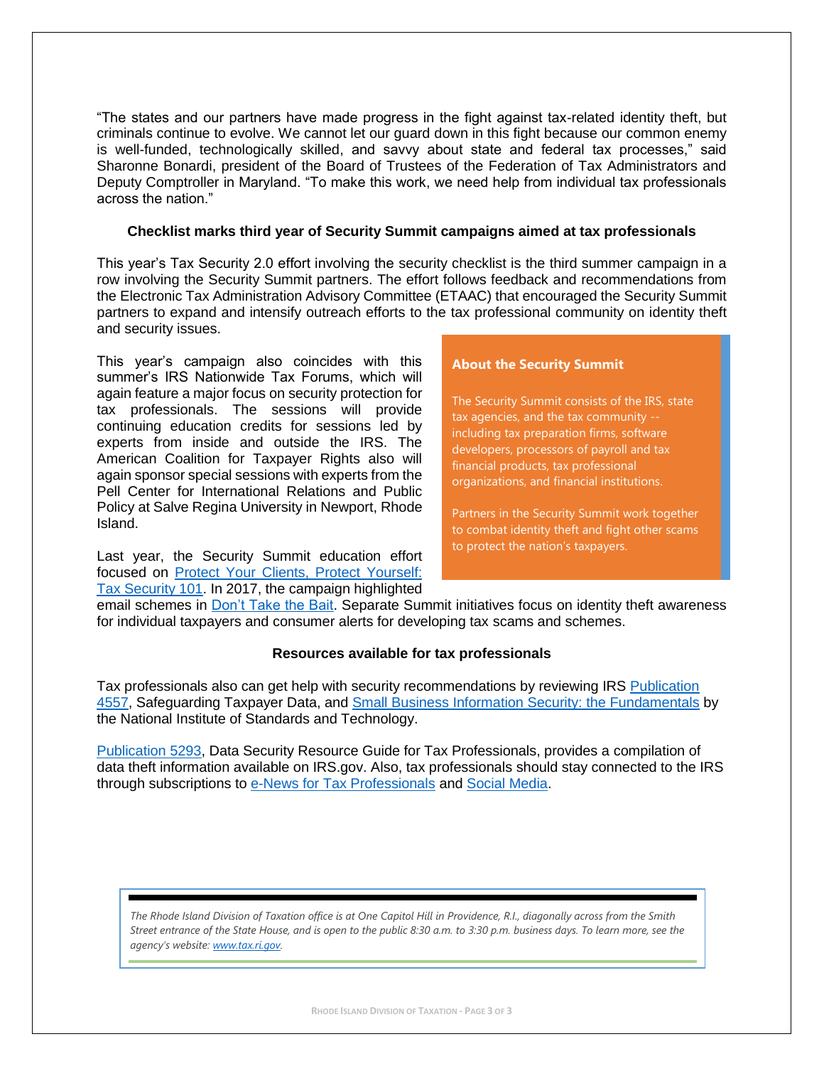"The states and our partners have made progress in the fight against tax-related identity theft, but criminals continue to evolve. We cannot let our guard down in this fight because our common enemy is well-funded, technologically skilled, and savvy about state and federal tax processes," said Sharonne Bonardi, president of the Board of Trustees of the Federation of Tax Administrators and Deputy Comptroller in Maryland. "To make this work, we need help from individual tax professionals across the nation."

### Checklist marks third year of Security Summit campaigns aimed at tax professionals

This year's Tax Security 2.0 effort involving the security checklist is the third summer campaign in a row involving the Security Summit partners. The effort follows feedback and recommendations from the Electronic Tax Administration Advisory Committee (ETAAC) that encouraged the Security Summit partners to expand and intensify outreach efforts to the tax professional community on identity theft and security issues.

This year's campaign also coincides with this summer's IRS Nationwide Tax Forums, which will again feature a major focus on security protection for tax professionals. The sessions will provide continuing education credits for sessions led by experts from inside and outside the IRS. The American Coalition for Taxpayer Rights also will again sponsor special sessions with experts from the Pell Center for International Relations and Public Policy at Salve Regina University in Newport, Rhode Island.

Last year, the Security Summit education effort focused on Protect Your Clients, Protect Yourself: Tax Security 101. In 2017, the campaign highlighted email schemes in Don't Take the Bait. Separate Summit initiatives focus on identity theft awareness for individual taxpayers and consumer alerts for developing tax scams and schemes.

> **About the Security Summit**
>
> The Security Summit consists of the IRS, state tax agencies, and the tax community -- including tax preparation firms, software developers, processors of payroll and tax financial products, tax professional organizations, and financial institutions.
>
> Partners in the Security Summit work together to combat identity theft and fight other scams to protect the nation's taxpayers.

### Resources available for tax professionals

Tax professionals also can get help with security recommendations by reviewing IRS Publication 4557, Safeguarding Taxpayer Data, and Small Business Information Security: the Fundamentals by the National Institute of Standards and Technology.

Publication 5293, Data Security Resource Guide for Tax Professionals, provides a compilation of data theft information available on IRS.gov. Also, tax professionals should stay connected to the IRS through subscriptions to e-News for Tax Professionals and Social Media.

*The Rhode Island Division of Taxation office is at One Capitol Hill in Providence, R.I., diagonally across from the Smith Street entrance of the State House, and is open to the public 8:30 a.m. to 3:30 p.m. business days. To learn more, see the agency's website: www.tax.ri.gov.*